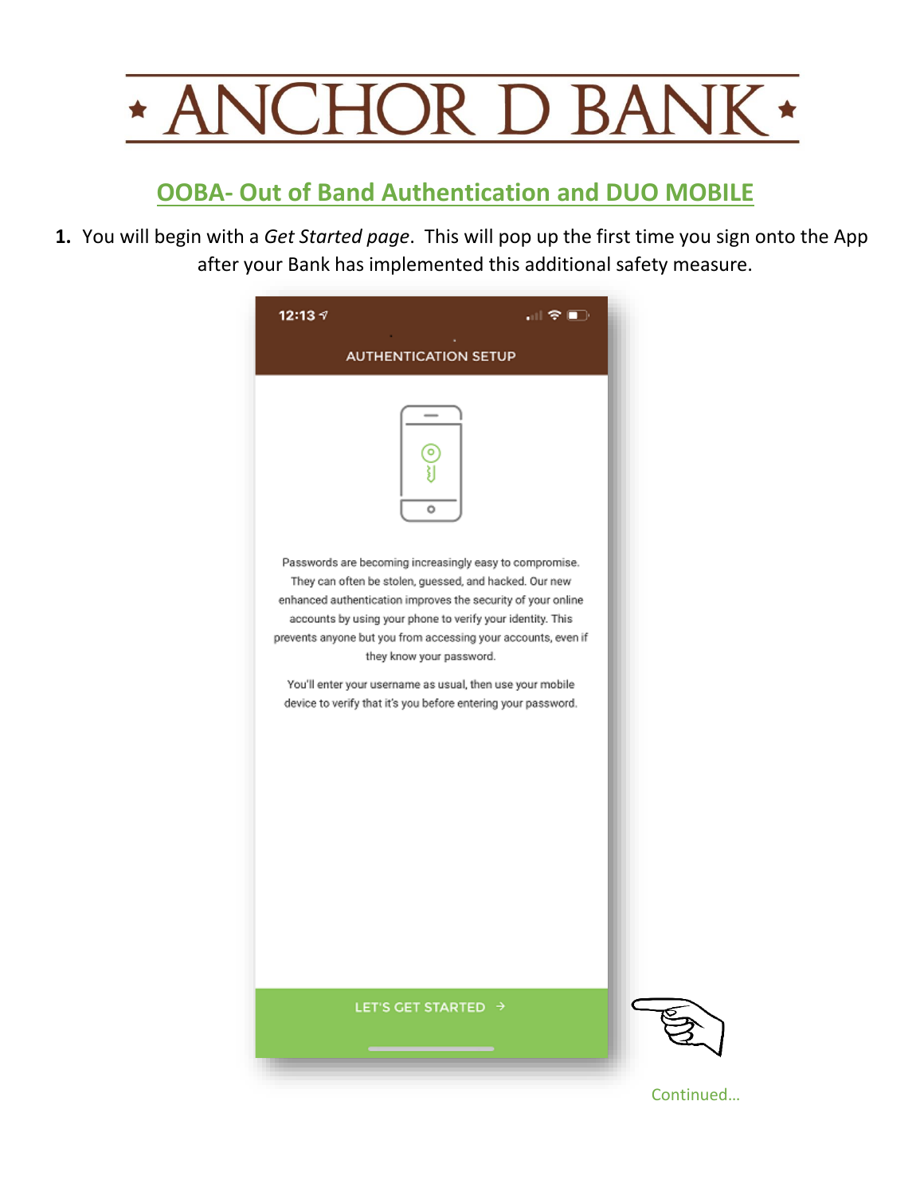# ★ ANCHOR D BANK ★

## OOBA- Out of Band Authentication and DUO MOBILE

1. You will begin with a *Get Started page*. This will pop up the first time you sign onto the App after your Bank has implemented this additional safety measure.

12:13

AUTHENTICATION SETUP

Passwords are becoming increasingly easy to compromise. They can often be stolen, guessed, and hacked. Our new enhanced authentication improves the security of your online accounts by using your phone to verify your identity. This prevents anyone but you from accessing your accounts, even if they know your password.

You'll enter your username as usual, then use your mobile device to verify that it's you before entering your password.

LET'S GET STARTED →

Continued…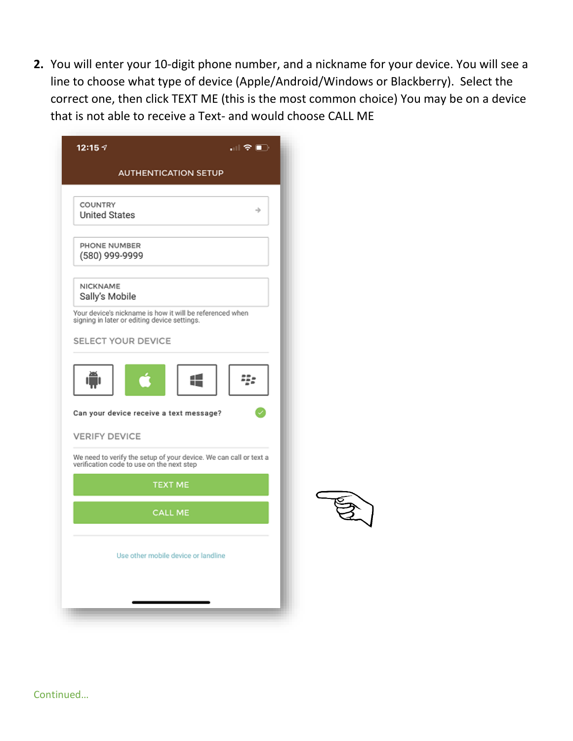2. You will enter your 10-digit phone number, and a nickname for your device. You will see a line to choose what type of device (Apple/Android/Windows or Blackberry). Select the correct one, then click TEXT ME (this is the most common choice) You may be on a device that is not able to receive a Text- and would choose CALL ME

12:15

AUTHENTICATION SETUP

COUNTRY
United States

PHONE NUMBER
(580) 999-9999

NICKNAME
Sally's Mobile

Your device's nickname is how it will be referenced when signing in later or editing device settings.

SELECT YOUR DEVICE

Can your device receive a text message?

VERIFY DEVICE

We need to verify the setup of your device. We can call or text a verification code to use on the next step

TEXT ME

CALL ME

Use other mobile device or landline

Continued…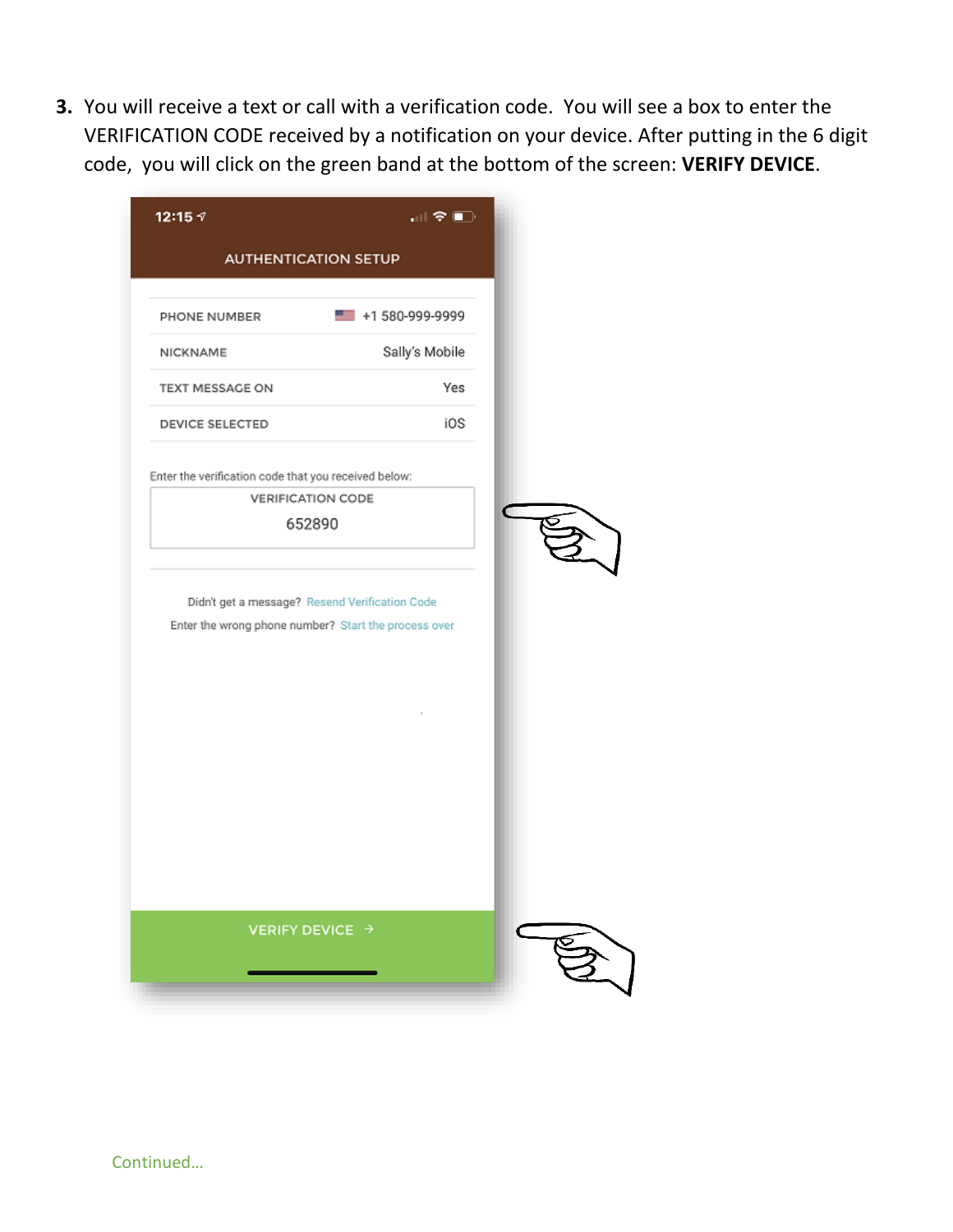3. You will receive a text or call with a verification code. You will see a box to enter the VERIFICATION CODE received by a notification on your device. After putting in the 6 digit code, you will click on the green band at the bottom of the screen: **VERIFY DEVICE**.

12:15

AUTHENTICATION SETUP

| | |
|---|---|
| PHONE NUMBER | +1 580-999-9999 |
| NICKNAME | Sally's Mobile |
| TEXT MESSAGE ON | Yes |
| DEVICE SELECTED | iOS |

Enter the verification code that you received below:

VERIFICATION CODE

652890

Didn't get a message? Resend Verification Code

Enter the wrong phone number? Start the process over

VERIFY DEVICE →

Continued…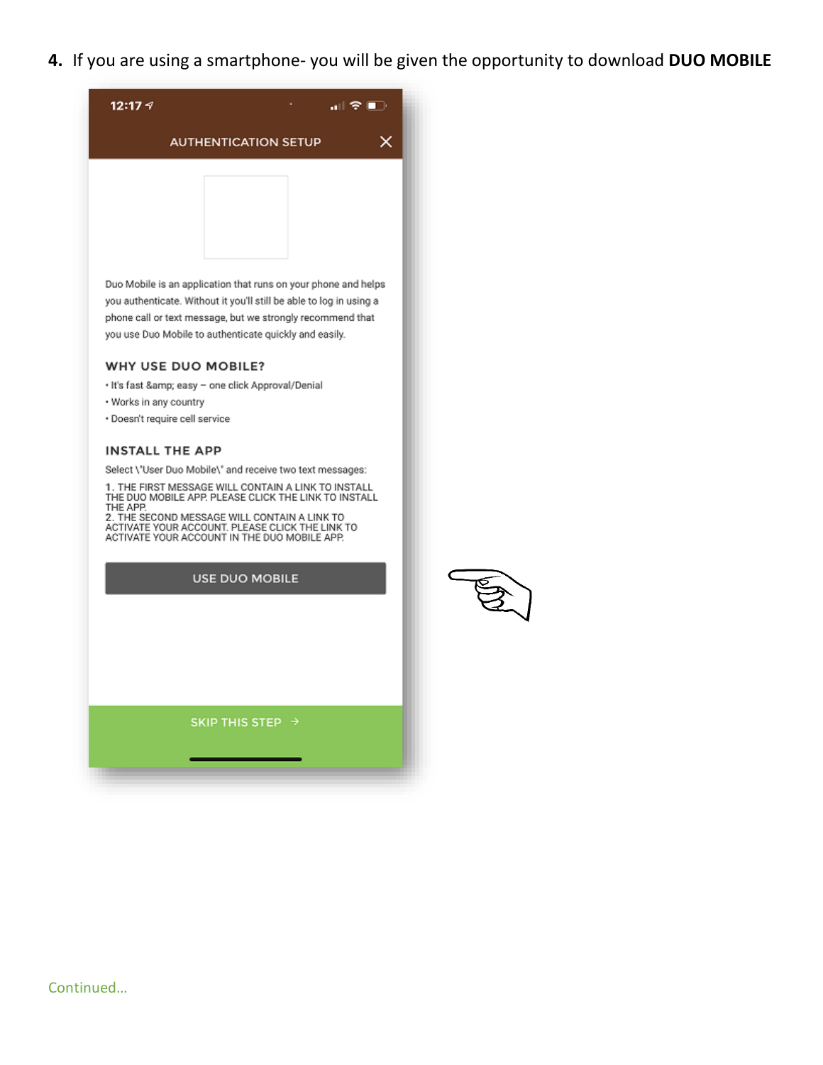4. If you are using a smartphone- you will be given the opportunity to download **DUO MOBILE**

12:17

AUTHENTICATION SETUP

Duo Mobile is an application that runs on your phone and helps you authenticate. Without it you'll still be able to log in using a phone call or text message, but we strongly recommend that you use Duo Mobile to authenticate quickly and easily.

WHY USE DUO MOBILE?

- It's fast &amp; easy – one click Approval/Denial
- Works in any country
- Doesn't require cell service

INSTALL THE APP

Select \"User Duo Mobile\" and receive two text messages:

1. THE FIRST MESSAGE WILL CONTAIN A LINK TO INSTALL THE DUO MOBILE APP. PLEASE CLICK THE LINK TO INSTALL THE APP.
2. THE SECOND MESSAGE WILL CONTAIN A LINK TO ACTIVATE YOUR ACCOUNT. PLEASE CLICK THE LINK TO ACTIVATE YOUR ACCOUNT IN THE DUO MOBILE APP.

USE DUO MOBILE

SKIP THIS STEP →

Continued…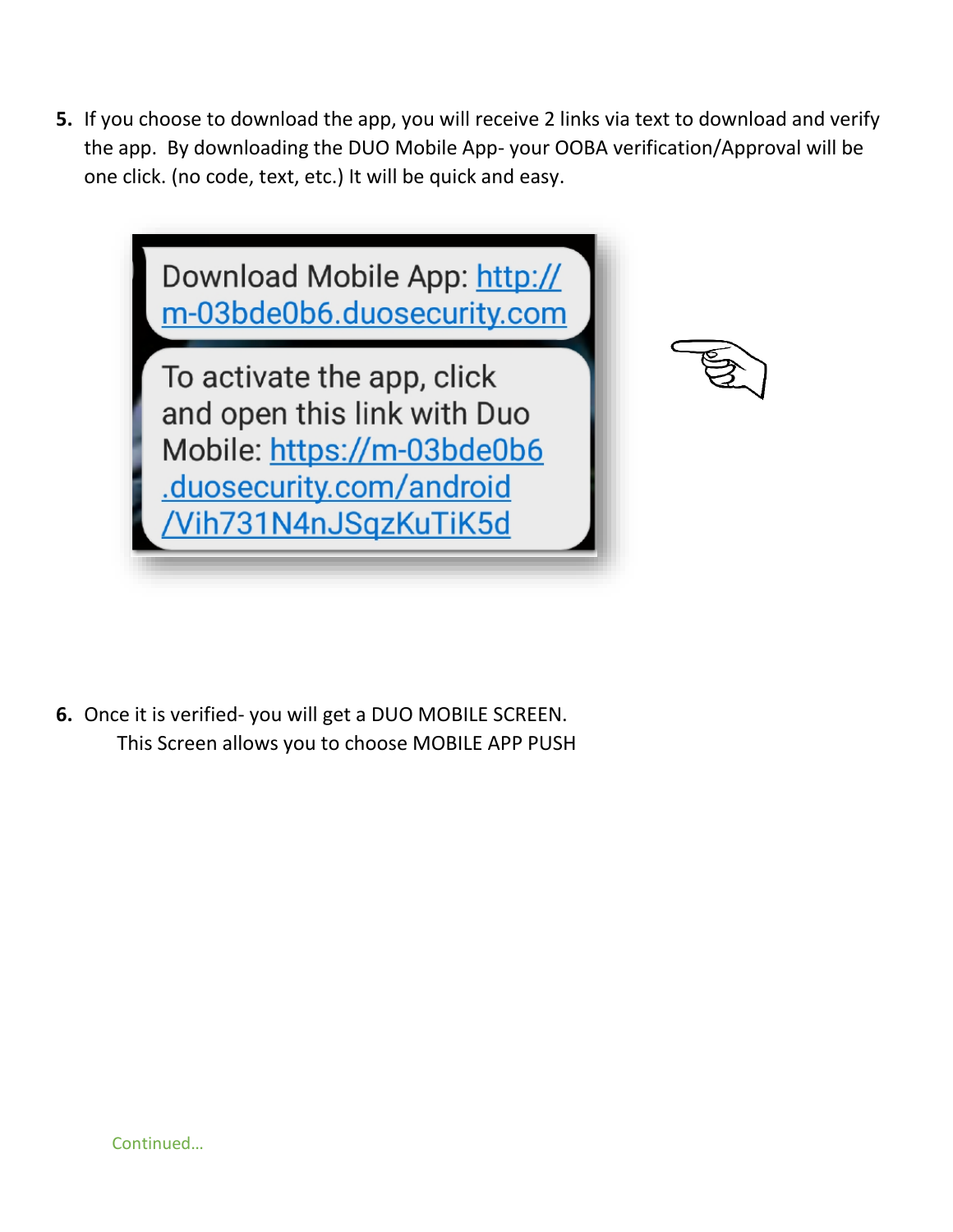5. If you choose to download the app, you will receive 2 links via text to download and verify the app. By downloading the DUO Mobile App- your OOBA verification/Approval will be one click. (no code, text, etc.) It will be quick and easy.

Download Mobile App: http://m-03bde0b6.duosecurity.com

To activate the app, click and open this link with Duo Mobile: https://m-03bde0b6.duosecurity.com/android/Vih731N4nJSqzKuTiK5d

6. Once it is verified- you will get a DUO MOBILE SCREEN.
   This Screen allows you to choose MOBILE APP PUSH

Continued…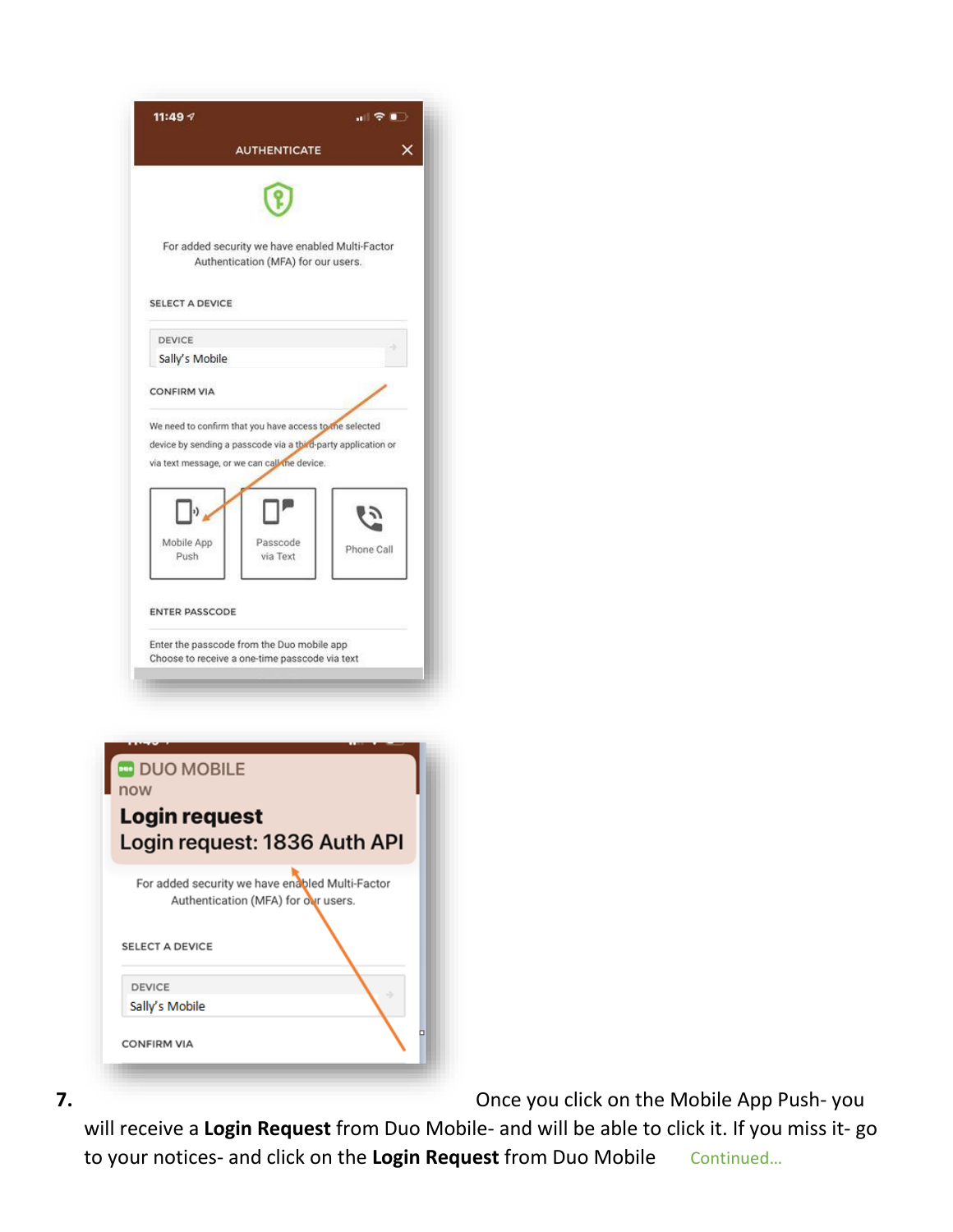7. Once you click on the Mobile App Push- you will receive a **Login Request** from Duo Mobile- and will be able to click it. If you miss it- go to your notices- and click on the **Login Request** from Duo Mobile Continued…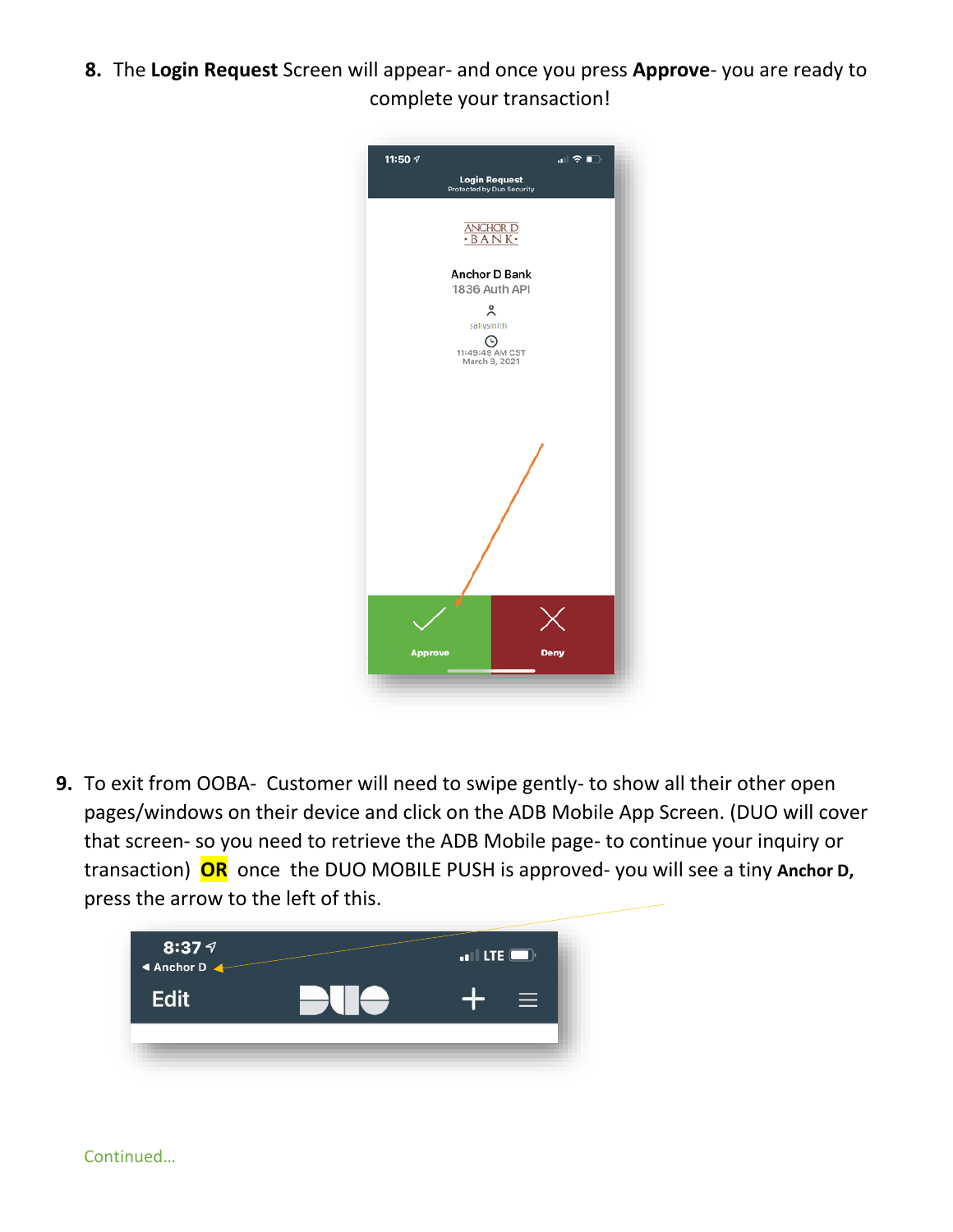8. The **Login Request** Screen will appear- and once you press **Approve**- you are ready to complete your transaction!

9. To exit from OOBA- Customer will need to swipe gently- to show all their other open pages/windows on their device and click on the ADB Mobile App Screen. (DUO will cover that screen- so you need to retrieve the ADB Mobile page- to continue your inquiry or transaction) **OR** once the DUO MOBILE PUSH is approved- you will see a tiny **Anchor D,** press the arrow to the left of this.

Continued…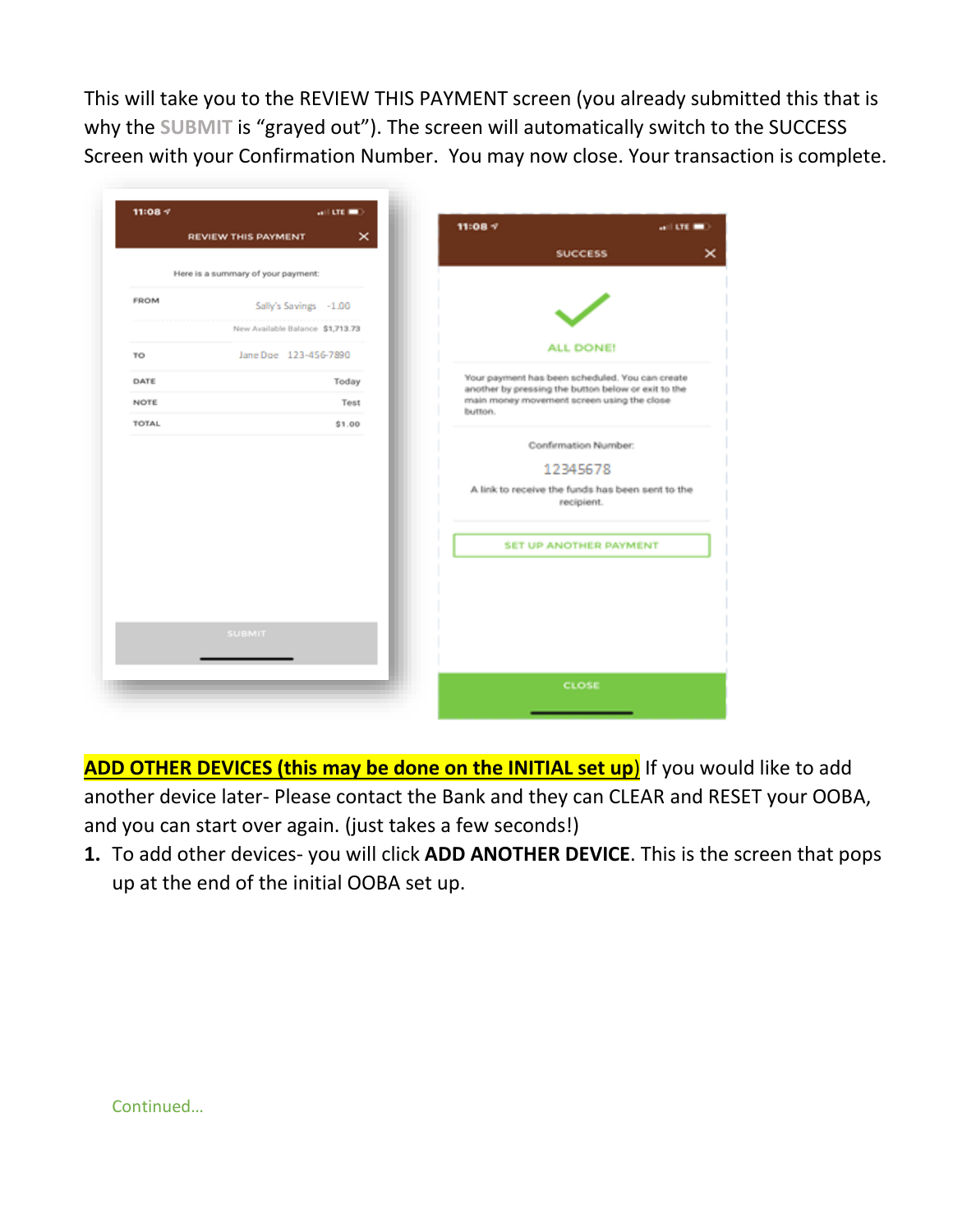This will take you to the REVIEW THIS PAYMENT screen (you already submitted this that is why the SUBMIT is "grayed out"). The screen will automatically switch to the SUCCESS Screen with your Confirmation Number. You may now close. Your transaction is complete.

**ADD OTHER DEVICES (this may be done on the INITIAL set up)** If you would like to add another device later- Please contact the Bank and they can CLEAR and RESET your OOBA, and you can start over again. (just takes a few seconds!)

1. To add other devices- you will click **ADD ANOTHER DEVICE**. This is the screen that pops up at the end of the initial OOBA set up.

Continued…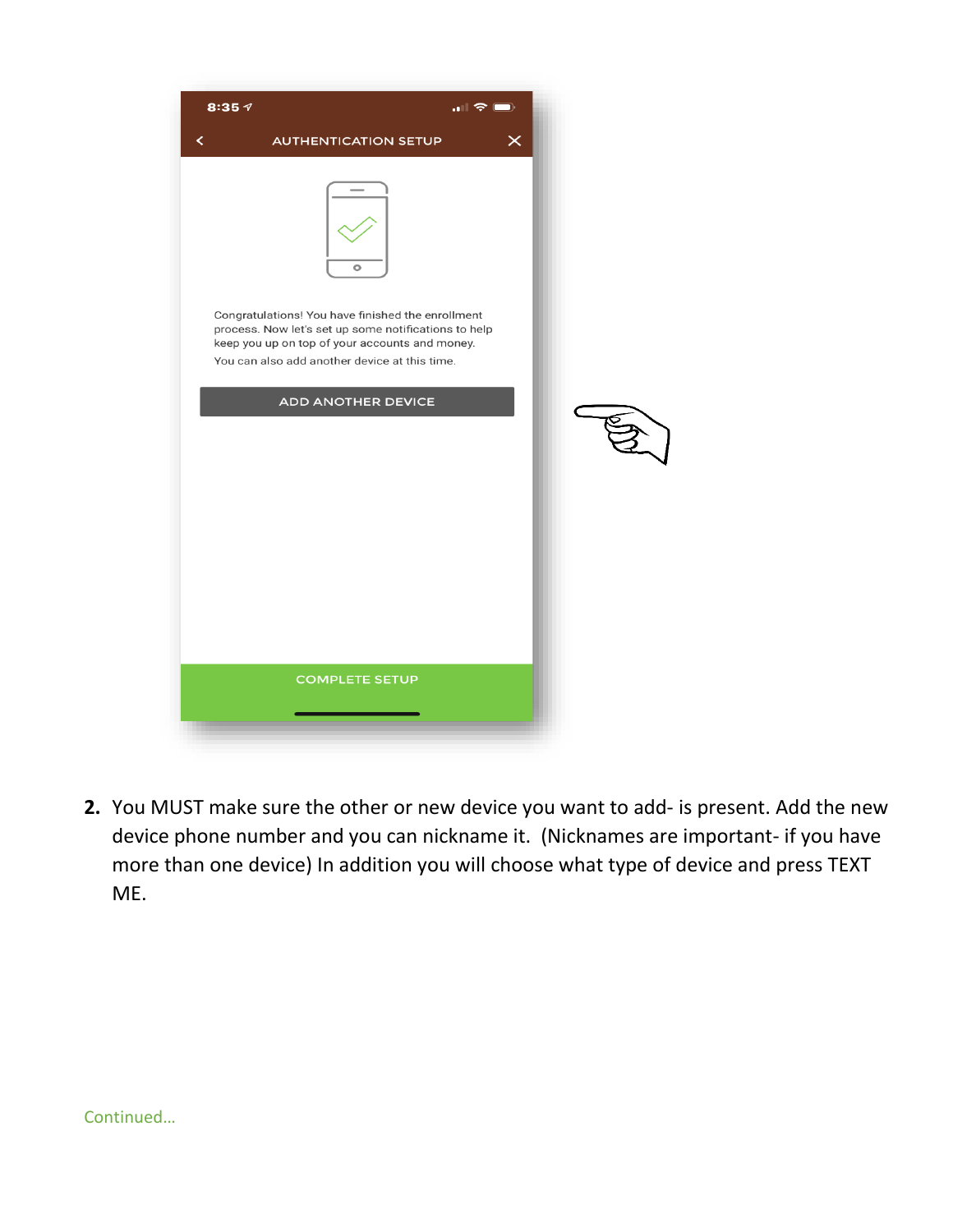2. You MUST make sure the other or new device you want to add- is present. Add the new device phone number and you can nickname it. (Nicknames are important- if you have more than one device) In addition you will choose what type of device and press TEXT ME.

Continued…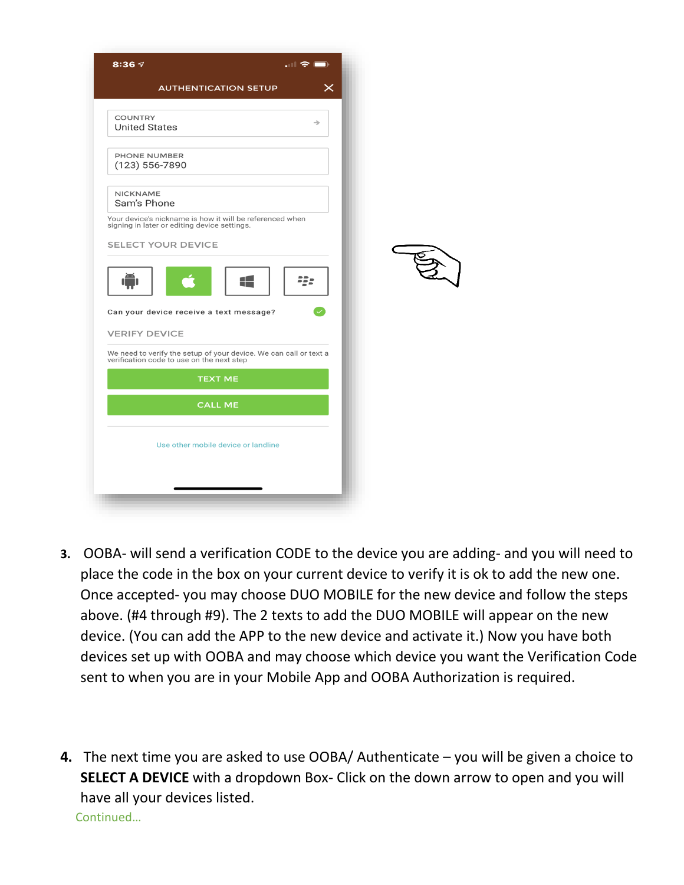3. OOBA- will send a verification CODE to the device you are adding- and you will need to place the code in the box on your current device to verify it is ok to add the new one. Once accepted- you may choose DUO MOBILE for the new device and follow the steps above. (#4 through #9). The 2 texts to add the DUO MOBILE will appear on the new device. (You can add the APP to the new device and activate it.) Now you have both devices set up with OOBA and may choose which device you want the Verification Code sent to when you are in your Mobile App and OOBA Authorization is required.

4. The next time you are asked to use OOBA/ Authenticate – you will be given a choice to **SELECT A DEVICE** with a dropdown Box- Click on the down arrow to open and you will have all your devices listed.

Continued…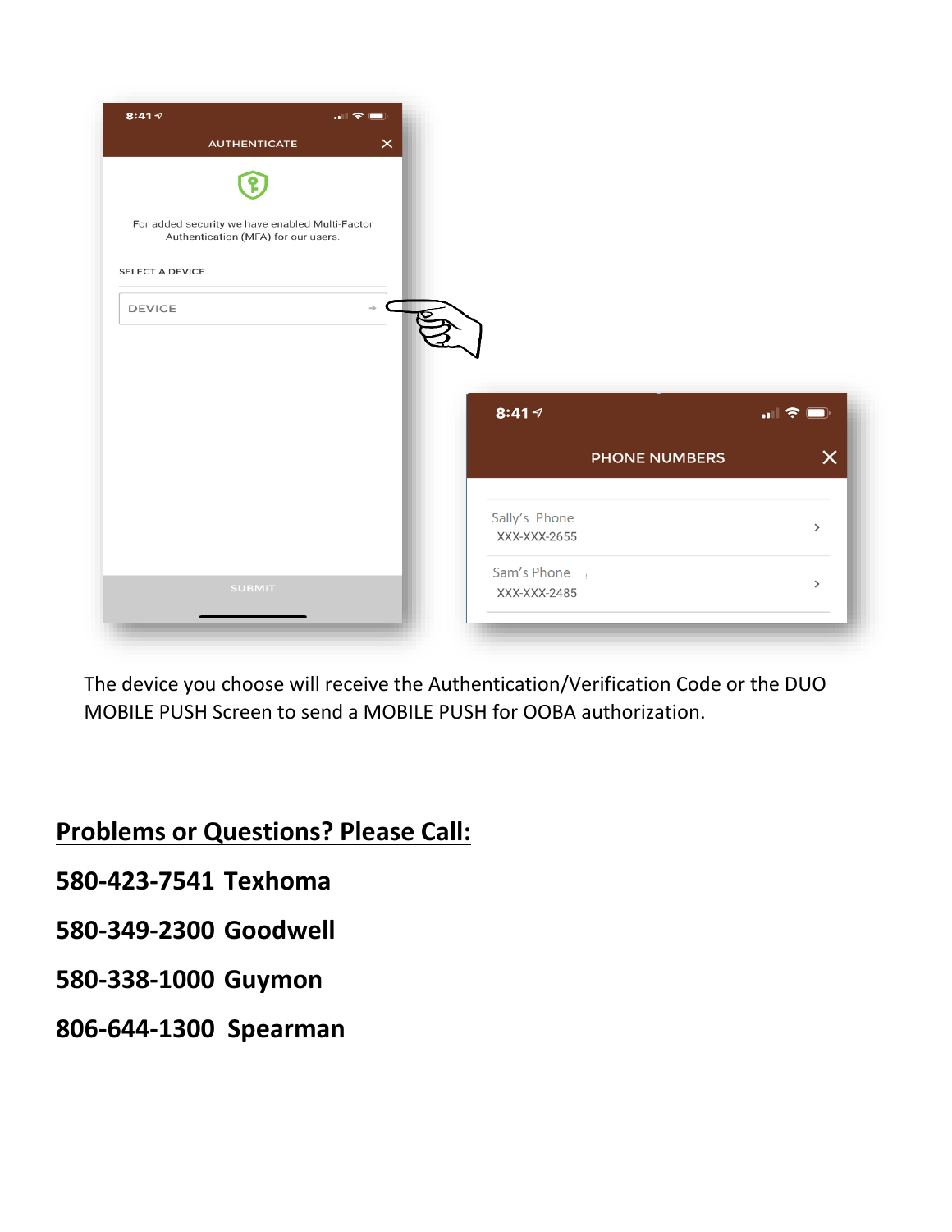The device you choose will receive the Authentication/Verification Code or the DUO MOBILE PUSH Screen to send a MOBILE PUSH for OOBA authorization.

**Problems or Questions? Please Call:**

**580-423-7541 Texhoma**

**580-349-2300 Goodwell**

**580-338-1000 Guymon**

**806-644-1300 Spearman**